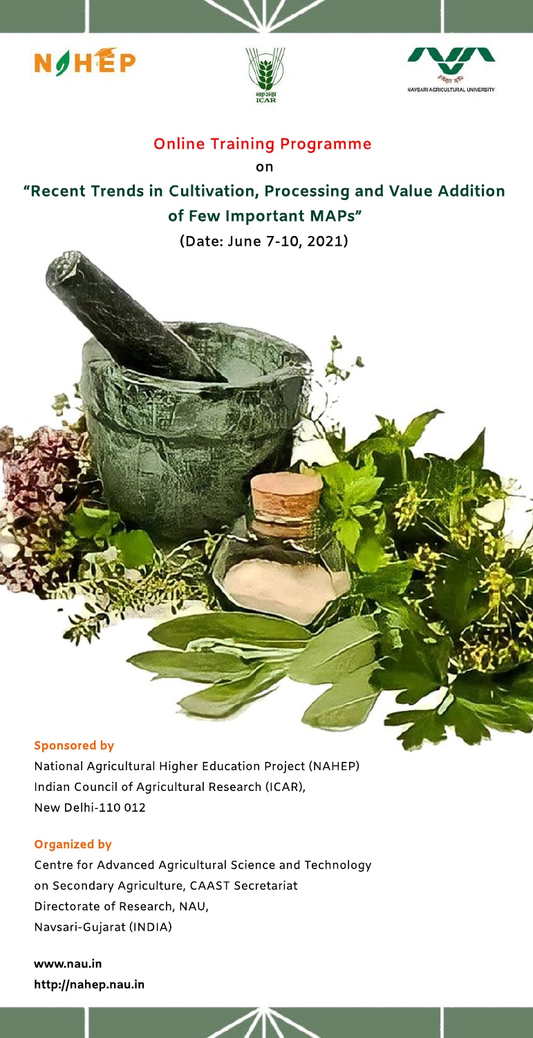NAHEP

ICAR

NAVSARI AGRICULTURAL UNIVERSITY

## Online Training Programme

on

# "Recent Trends in Cultivation, Processing and Value Addition of Few Important MAPs"

**(Date: June 7-10, 2021)**

**Sponsored by**

National Agricultural Higher Education Project (NAHEP)
Indian Council of Agricultural Research (ICAR),
New Delhi-110 012

**Organized by**

Centre for Advanced Agricultural Science and Technology on Secondary Agriculture, CAAST Secretariat
Directorate of Research, NAU,
Navsari-Gujarat (INDIA)

**www.nau.in**
**http://nahep.nau.in**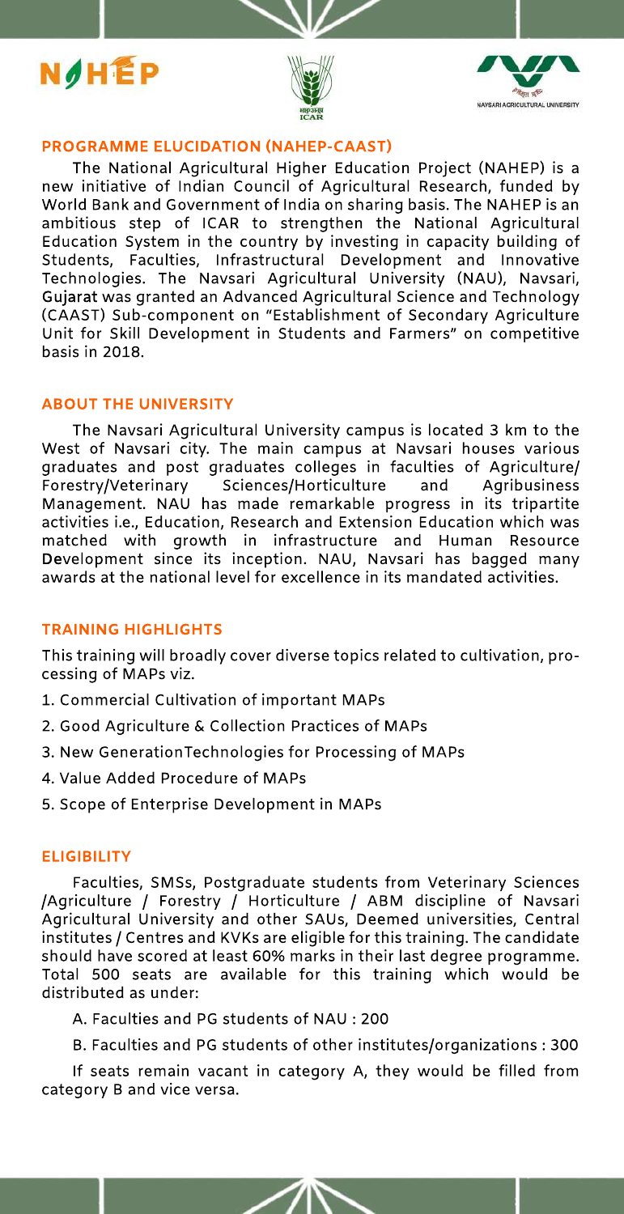## PROGRAMME ELUCIDATION (NAHEP-CAAST)

The National Agricultural Higher Education Project (NAHEP) is a new initiative of Indian Council of Agricultural Research, funded by World Bank and Government of India on sharing basis. The NAHEP is an ambitious step of ICAR to strengthen the National Agricultural Education System in the country by investing in capacity building of Students, Faculties, Infrastructural Development and Innovative Technologies. The Navsari Agricultural University (NAU), Navsari, Gujarat was granted an Advanced Agricultural Science and Technology (CAAST) Sub-component on "Establishment of Secondary Agriculture Unit for Skill Development in Students and Farmers" on competitive basis in 2018.

## ABOUT THE UNIVERSITY

The Navsari Agricultural University campus is located 3 km to the West of Navsari city. The main campus at Navsari houses various graduates and post graduates colleges in faculties of Agriculture/ Forestry/Veterinary Sciences/Horticulture and Agribusiness Management. NAU has made remarkable progress in its tripartite activities i.e., Education, Research and Extension Education which was matched with growth in infrastructure and Human Resource Development since its inception. NAU, Navsari has bagged many awards at the national level for excellence in its mandated activities.

## TRAINING HIGHLIGHTS

This training will broadly cover diverse topics related to cultivation, processing of MAPs viz.

1. Commercial Cultivation of important MAPs
2. Good Agriculture & Collection Practices of MAPs
3. New GenerationTechnologies for Processing of MAPs
4. Value Added Procedure of MAPs
5. Scope of Enterprise Development in MAPs

## ELIGIBILITY

Faculties, SMSs, Postgraduate students from Veterinary Sciences /Agriculture / Forestry / Horticulture / ABM discipline of Navsari Agricultural University and other SAUs, Deemed universities, Central institutes / Centres and KVKs are eligible for this training. The candidate should have scored at least 60% marks in their last degree programme. Total 500 seats are available for this training which would be distributed as under:

A. Faculties and PG students of NAU : 200

B. Faculties and PG students of other institutes/organizations : 300

If seats remain vacant in category A, they would be filled from category B and vice versa.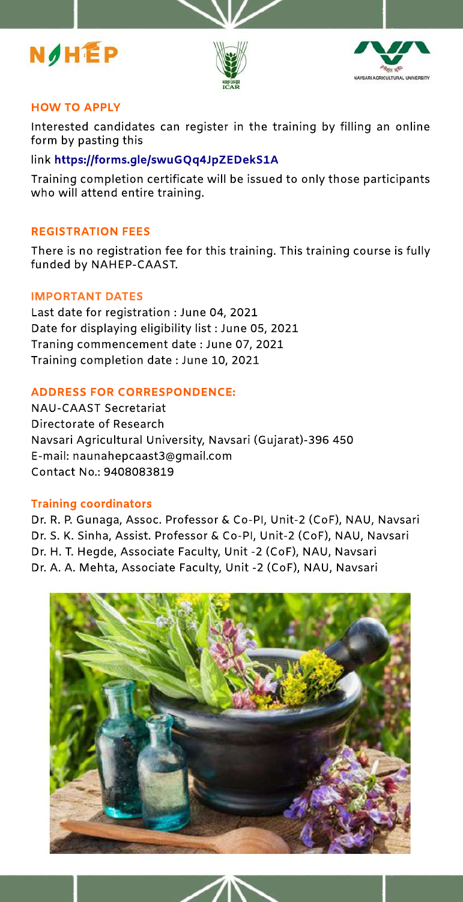## HOW TO APPLY

Interested candidates can register in the training by filling an online form by pasting this

link **https://forms.gle/swuGQq4JpZEDekS1A**

Training completion certificate will be issued to only those participants who will attend entire training.

## REGISTRATION FEES

There is no registration fee for this training. This training course is fully funded by NAHEP-CAAST.

## IMPORTANT DATES

Last date for registration : June 04, 2021
Date for displaying eligibility list : June 05, 2021
Traning commencement date : June 07, 2021
Training completion date : June 10, 2021

## ADDRESS FOR CORRESPONDENCE:

NAU-CAAST Secretariat
Directorate of Research
Navsari Agricultural University, Navsari (Gujarat)-396 450
E-mail: naunahepcaast3@gmail.com
Contact No.: 9408083819

## Training coordinators

Dr. R. P. Gunaga, Assoc. Professor & Co-PI, Unit-2 (CoF), NAU, Navsari
Dr. S. K. Sinha, Assist. Professor & Co-PI, Unit-2 (CoF), NAU, Navsari
Dr. H. T. Hegde, Associate Faculty, Unit -2 (CoF), NAU, Navsari
Dr. A. A. Mehta, Associate Faculty, Unit -2 (CoF), NAU, Navsari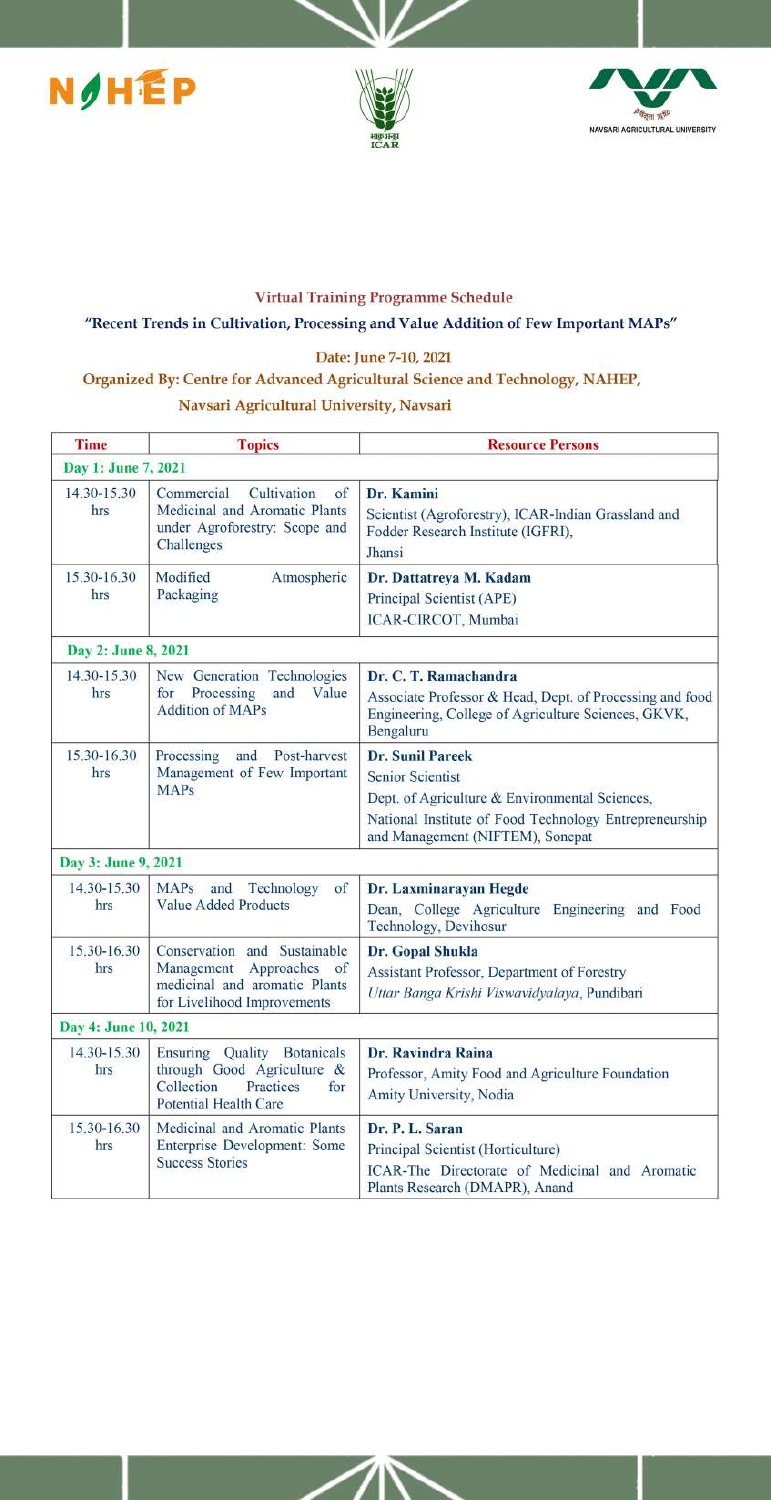Virtual Training Programme Schedule

**"Recent Trends in Cultivation, Processing and Value Addition of Few Important MAPs"**

**Date: June 7-10, 2021**

**Organized By: Centre for Advanced Agricultural Science and Technology, NAHEP, Navsari Agricultural University, Navsari**

| Time | Topics | Resource Persons |
|---|---|---|
| **Day 1: June 7, 2021** | | |
| 14.30-15.30 hrs | Commercial Cultivation of Medicinal and Aromatic Plants under Agroforestry: Scope and Challenges | **Dr. Kamini** Scientist (Agroforestry), ICAR-Indian Grassland and Fodder Research Institute (IGFRI), Jhansi |
| 15.30-16.30 hrs | Modified Atmospheric Packaging | **Dr. Dattatreya M. Kadam** Principal Scientist (APE) ICAR-CIRCOT, Mumbai |
| **Day 2: June 8, 2021** | | |
| 14.30-15.30 hrs | New Generation Technologies for Processing and Value Addition of MAPs | **Dr. C. T. Ramachandra** Associate Professor & Head, Dept. of Processing and food Engineering, College of Agriculture Sciences, GKVK, Bengaluru |
| 15.30-16.30 hrs | Processing and Post-harvest Management of Few Important MAPs | **Dr. Sunil Pareek** Senior Scientist Dept. of Agriculture & Environmental Sciences, National Institute of Food Technology Entrepreneurship and Management (NIFTEM), Sonepat |
| **Day 3: June 9, 2021** | | |
| 14.30-15.30 hrs | MAPs and Technology of Value Added Products | **Dr. Laxminarayan Hegde** Dean, College Agriculture Engineering and Food Technology, Devihosur |
| 15.30-16.30 hrs | Conservation and Sustainable Management Approaches of medicinal and aromatic Plants for Livelihood Improvements | **Dr. Gopal Shukla** Assistant Professor, Department of Forestry *Uttar Banga Krishi Viswavidyalaya*, Pundibari |
| **Day 4: June 10, 2021** | | |
| 14.30-15.30 hrs | Ensuring Quality Botanicals through Good Agriculture & Collection Practices for Potential Health Care | **Dr. Ravindra Raina** Professor, Amity Food and Agriculture Foundation Amity University, Nodia |
| 15.30-16.30 hrs | Medicinal and Aromatic Plants Enterprise Development: Some Success Stories | **Dr. P. L. Saran** Principal Scientist (Horticulture) ICAR-The Directorate of Medicinal and Aromatic Plants Research (DMAPR), Anand |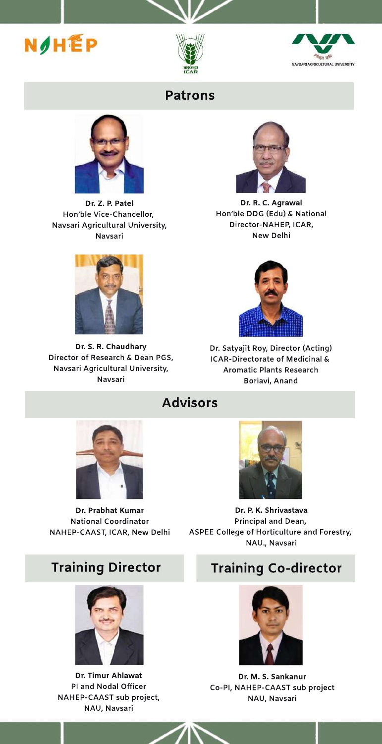NAHEP

ICAR

NAVSARI AGRICULTURAL UNIVERSITY

## Patrons

**Dr. Z. P. Patel**
Hon'ble Vice-Chancellor,
Navsari Agricultural University,
Navsari

**Dr. R. C. Agrawal**
Hon'ble DDG (Edu) & National
Director-NAHEP, ICAR,
New Delhi

**Dr. S. R. Chaudhary**
Director of Research & Dean PGS,
Navsari Agricultural University,
Navsari

**Dr. Satyajit Roy, Director (Acting)**
ICAR-Directorate of Medicinal &
Aromatic Plants Research
Boriavi, Anand

## Advisors

**Dr. Prabhat Kumar**
National Coordinator
NAHEP-CAAST, ICAR, New Delhi

**Dr. P. K. Shrivastava**
Principal and Dean,
ASPEE College of Horticulture and Forestry,
NAU., Navsari

## Training Director

**Dr. Timur Ahlawat**
PI and Nodal Officer
NAHEP-CAAST sub project,
NAU, Navsari

## Training Co-director

**Dr. M. S. Sankanur**
Co-PI, NAHEP-CAAST sub project
NAU, Navsari